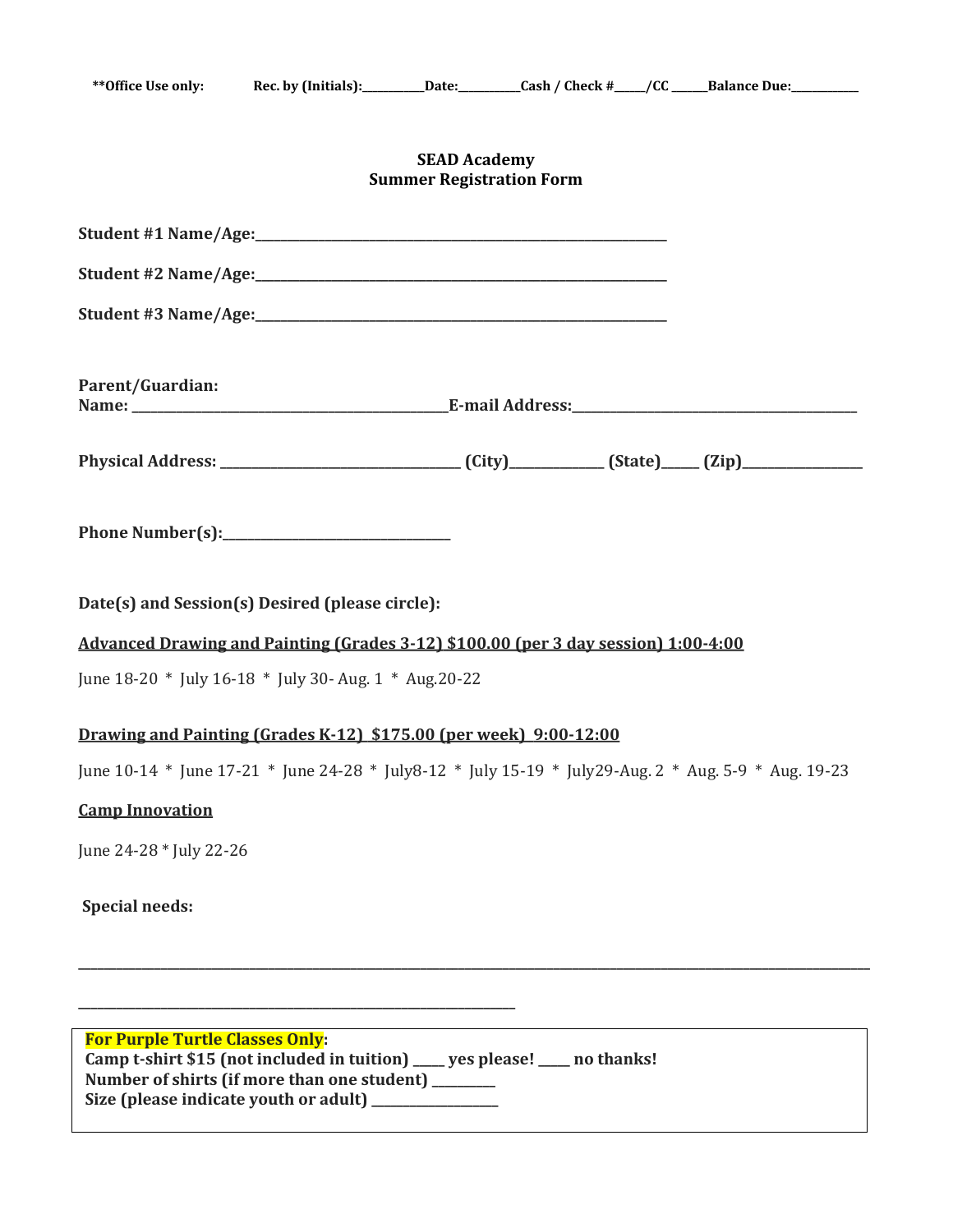**Office Use only: Rec. by (Initials):__________Date:__________Cash / Check #_____/CC ______Balance Due:___________

**SEAD Academy**
**Summer Registration Form**

**Student #1 Name/Age:**______________________________________________________________

**Student #2 Name/Age:**______________________________________________________________

**Student #3 Name/Age:**______________________________________________________________

**Parent/Guardian:**
**Name:** _______________________________________________**E-mail Address:**__________________________________________

**Physical Address:** __________________________________ **(City)**_____________ **(State)**_____ **(Zip)**________________

**Phone Number(s):**________________________________

**Date(s) and Session(s) Desired (please circle):**

**Advanced Drawing and Painting (Grades 3-12) $100.00 (per 3 day session) 1:00-4:00**

June 18-20 * July 16-18 * July 30- Aug. 1 * Aug.20-22

**Drawing and Painting (Grades K-12) $175.00 (per week) 9:00-12:00**

June 10-14 * June 17-21 * June 24-28 * July8-12 * July 15-19 * July29-Aug. 2 * Aug. 5-9 * Aug. 19-23

**Camp Innovation**

June 24-28 * July 22-26

**Special needs:**

_____________________________________________________________________________________________________________

_________________________________________________________________

**For Purple Turtle Classes Only:**
**Camp t-shirt $15 (not included in tuition) ____ yes please! ____ no thanks!**
**Number of shirts (if more than one student) _________**
**Size (please indicate youth or adult) __________________**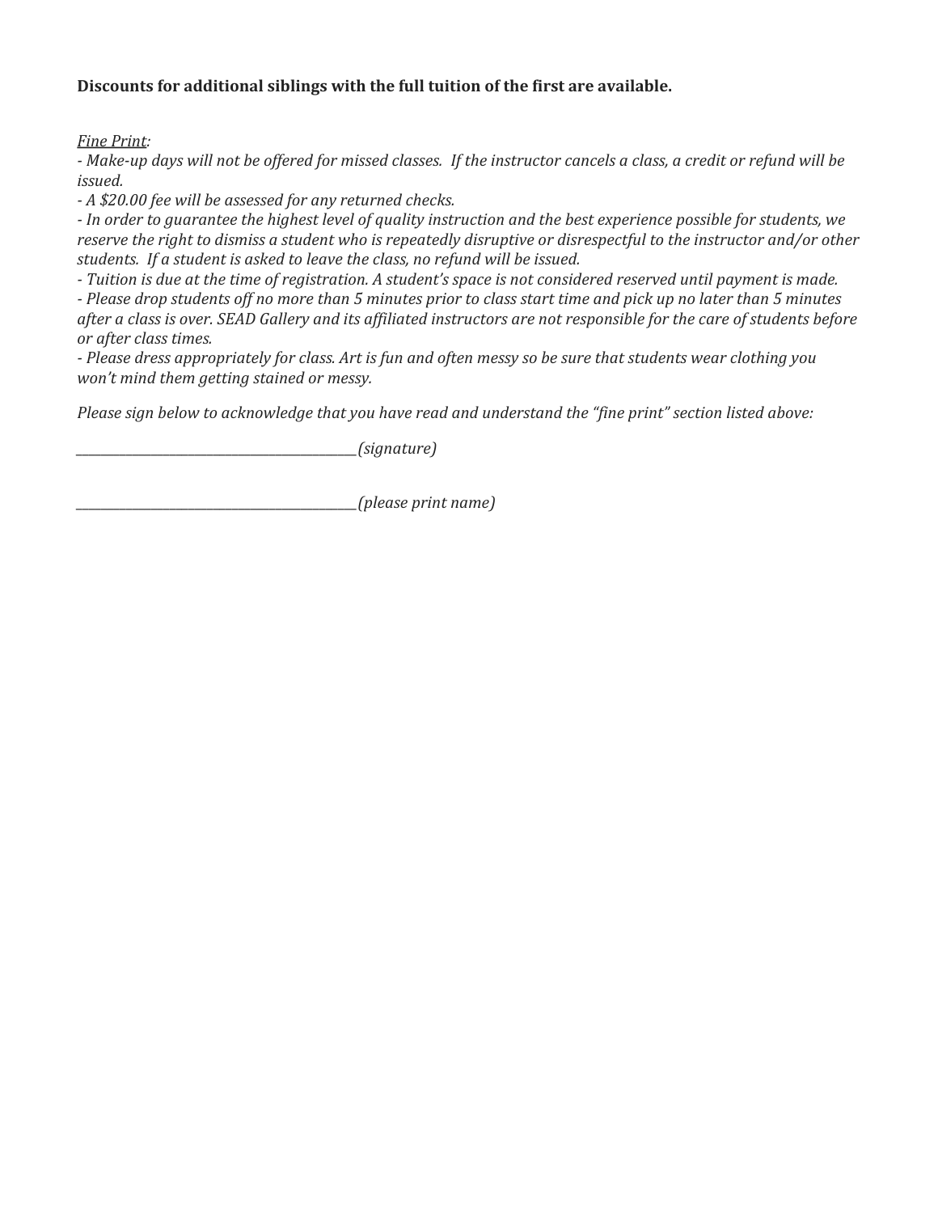**Discounts for additional siblings with the full tuition of the first are available.**

*Fine Print:*

*- Make-up days will not be offered for missed classes. If the instructor cancels a class, a credit or refund will be issued.*

*- A $20.00 fee will be assessed for any returned checks.*

*- In order to guarantee the highest level of quality instruction and the best experience possible for students, we reserve the right to dismiss a student who is repeatedly disruptive or disrespectful to the instructor and/or other students. If a student is asked to leave the class, no refund will be issued.*

*- Tuition is due at the time of registration. A student's space is not considered reserved until payment is made.*

*- Please drop students off no more than 5 minutes prior to class start time and pick up no later than 5 minutes after a class is over. SEAD Gallery and its affiliated instructors are not responsible for the care of students before or after class times.*

*- Please dress appropriately for class. Art is fun and often messy so be sure that students wear clothing you won't mind them getting stained or messy.*

*Please sign below to acknowledge that you have read and understand the "fine print" section listed above:*

_____________________________________________*(signature)*

_____________________________________________*(please print name)*